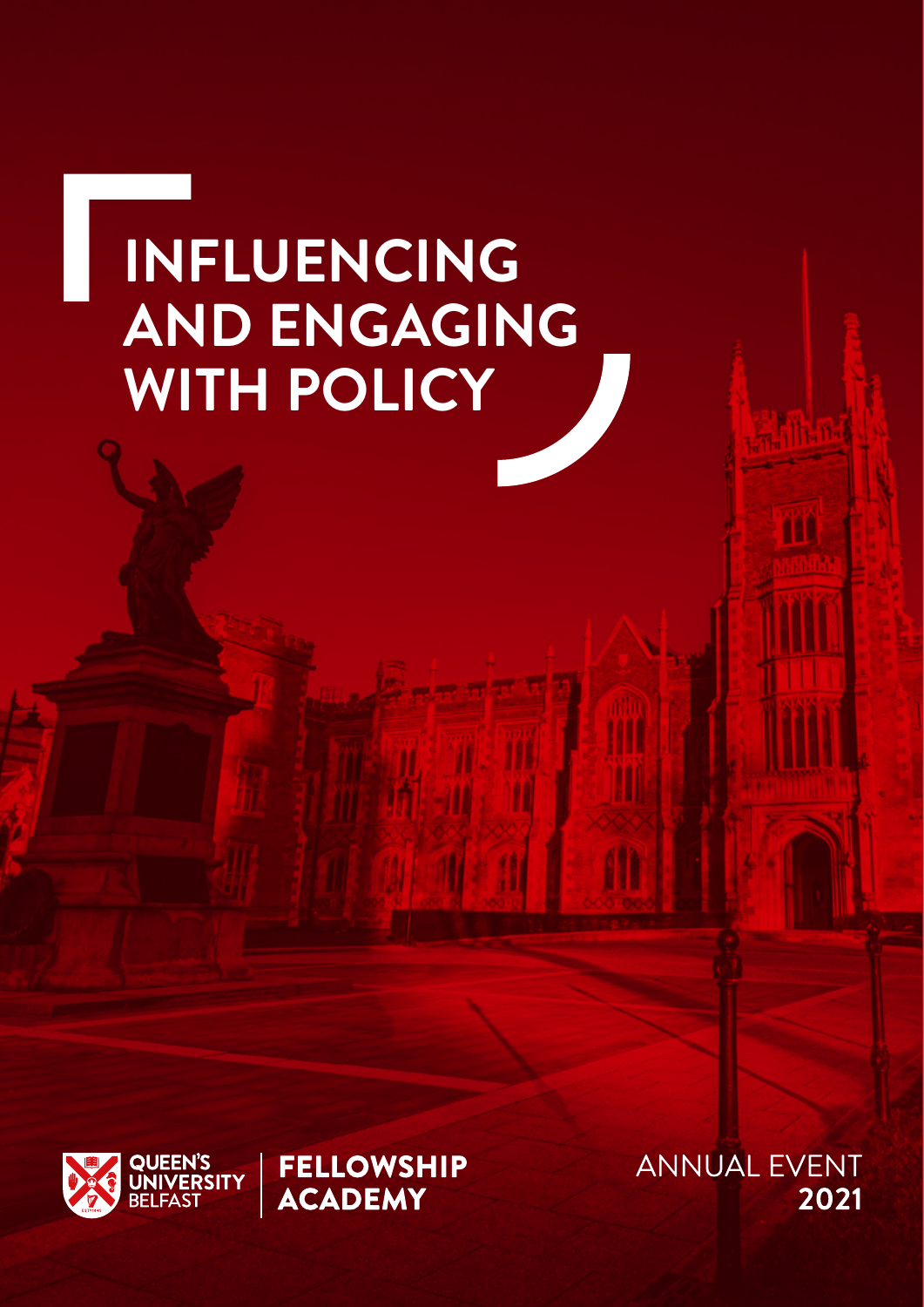# INFLUENCING AND ENGAGING WITH POLICY

QUEEN'S UNIVERSITY BELFAST

FELLOWSHIP ACADEMY

ANNUAL EVENT **2021**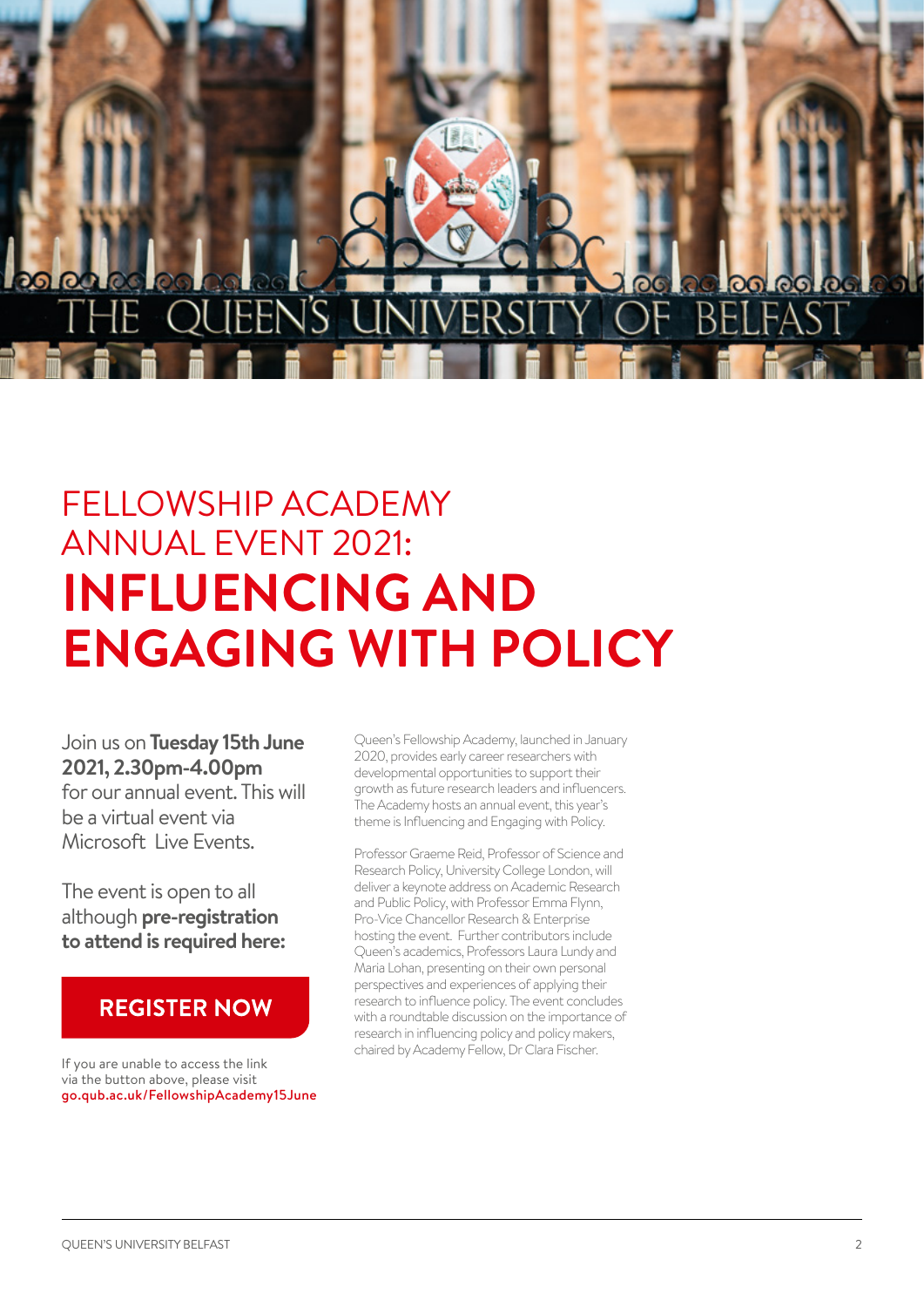# FELLOWSHIP ACADEMY ANNUAL EVENT 2021: **INFLUENCING AND ENGAGING WITH POLICY**

Join us on **Tuesday 15th June 2021, 2.30pm-4.00pm** for our annual event. This will be a virtual event via Microsoft Live Events.

The event is open to all although **pre-registration to attend is required here:**

**REGISTER NOW**

If you are unable to access the link via the button above, please visit go.qub.ac.uk/FellowshipAcademy15June

Queen's Fellowship Academy, launched in January 2020, provides early career researchers with developmental opportunities to support their growth as future research leaders and influencers. The Academy hosts an annual event, this year's theme is Influencing and Engaging with Policy.

Professor Graeme Reid, Professor of Science and Research Policy, University College London, will deliver a keynote address on Academic Research and Public Policy, with Professor Emma Flynn, Pro-Vice Chancellor Research & Enterprise hosting the event. Further contributors include Queen's academics, Professors Laura Lundy and Maria Lohan, presenting on their own personal perspectives and experiences of applying their research to influence policy. The event concludes with a roundtable discussion on the importance of research in influencing policy and policy makers, chaired by Academy Fellow, Dr Clara Fischer.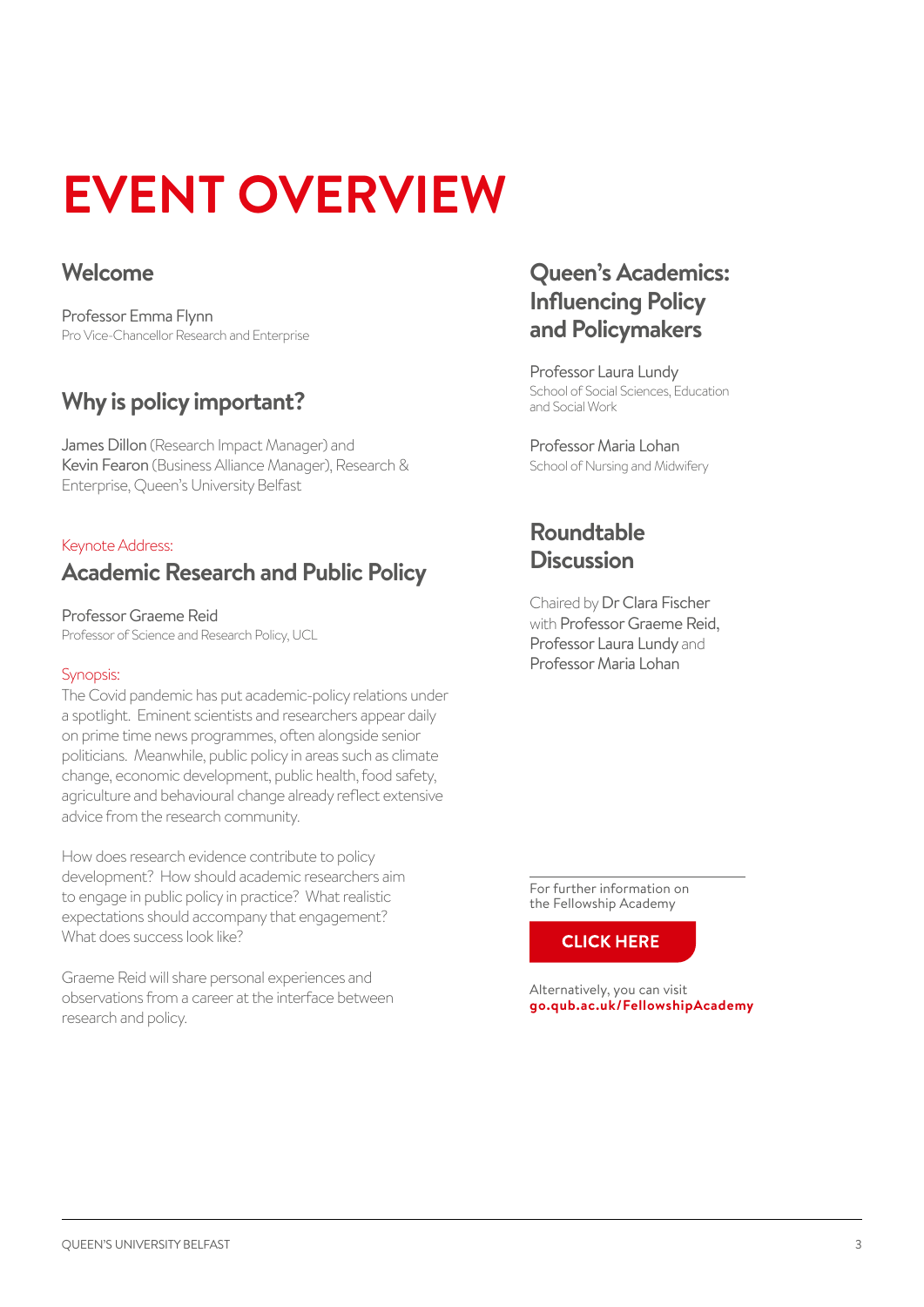# EVENT OVERVIEW

## Welcome

Professor Emma Flynn
Pro Vice-Chancellor Research and Enterprise

## Why is policy important?

James Dillon (Research Impact Manager) and Kevin Fearon (Business Alliance Manager), Research & Enterprise, Queen's University Belfast

Keynote Address:

## Academic Research and Public Policy

Professor Graeme Reid
Professor of Science and Research Policy, UCL

Synopsis:

The Covid pandemic has put academic-policy relations under a spotlight. Eminent scientists and researchers appear daily on prime time news programmes, often alongside senior politicians. Meanwhile, public policy in areas such as climate change, economic development, public health, food safety, agriculture and behavioural change already reflect extensive advice from the research community.

How does research evidence contribute to policy development? How should academic researchers aim to engage in public policy in practice? What realistic expectations should accompany that engagement? What does success look like?

Graeme Reid will share personal experiences and observations from a career at the interface between research and policy.

## Queen's Academics: Influencing Policy and Policymakers

Professor Laura Lundy
School of Social Sciences, Education and Social Work

Professor Maria Lohan
School of Nursing and Midwifery

## Roundtable Discussion

Chaired by Dr Clara Fischer with Professor Graeme Reid, Professor Laura Lundy and Professor Maria Lohan

For further information on the Fellowship Academy

**CLICK HERE**

Alternatively, you can visit **go.qub.ac.uk/FellowshipAcademy**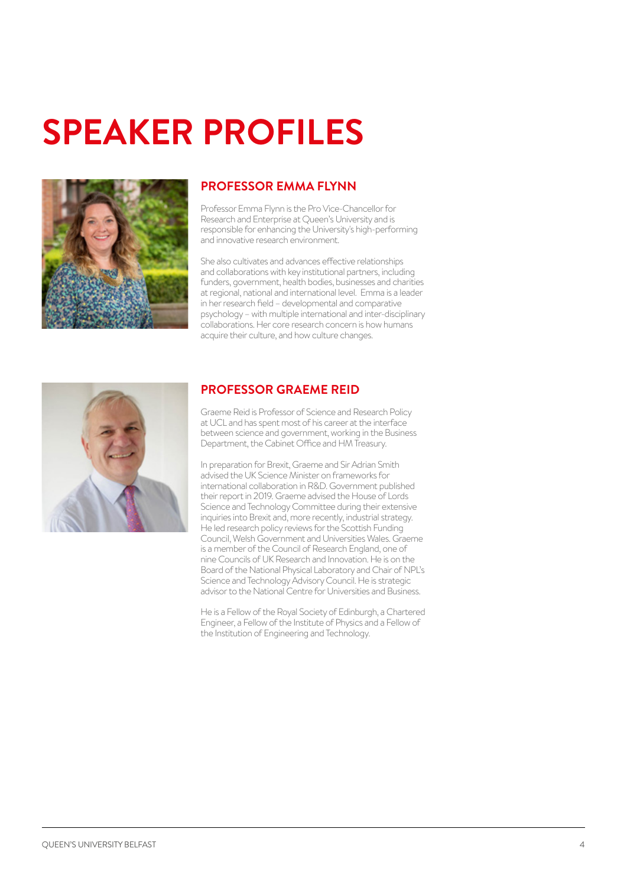# SPEAKER PROFILES

## PROFESSOR EMMA FLYNN

Professor Emma Flynn is the Pro Vice-Chancellor for Research and Enterprise at Queen's University and is responsible for enhancing the University's high-performing and innovative research environment.

She also cultivates and advances effective relationships and collaborations with key institutional partners, including funders, government, health bodies, businesses and charities at regional, national and international level. Emma is a leader in her research field – developmental and comparative psychology – with multiple international and inter-disciplinary collaborations. Her core research concern is how humans acquire their culture, and how culture changes.

## PROFESSOR GRAEME REID

Graeme Reid is Professor of Science and Research Policy at UCL and has spent most of his career at the interface between science and government, working in the Business Department, the Cabinet Office and HM Treasury.

In preparation for Brexit, Graeme and Sir Adrian Smith advised the UK Science Minister on frameworks for international collaboration in R&D. Government published their report in 2019. Graeme advised the House of Lords Science and Technology Committee during their extensive inquiries into Brexit and, more recently, industrial strategy. He led research policy reviews for the Scottish Funding Council, Welsh Government and Universities Wales. Graeme is a member of the Council of Research England, one of nine Councils of UK Research and Innovation. He is on the Board of the National Physical Laboratory and Chair of NPL's Science and Technology Advisory Council. He is strategic advisor to the National Centre for Universities and Business.

He is a Fellow of the Royal Society of Edinburgh, a Chartered Engineer, a Fellow of the Institute of Physics and a Fellow of the Institution of Engineering and Technology.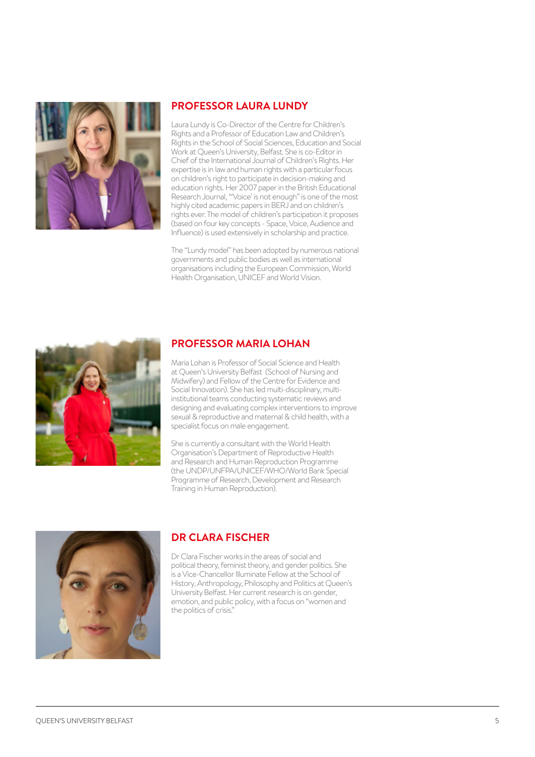## PROFESSOR LAURA LUNDY

Laura Lundy is Co-Director of the Centre for Children's Rights and a Professor of Education Law and Children's Rights in the School of Social Sciences, Education and Social Work at Queen's University, Belfast. She is co-Editor in Chief of the International Journal of Children's Rights. Her expertise is in law and human rights with a particular focus on children's right to participate in decision-making and education rights. Her 2007 paper in the British Educational Research Journal, "'Voice' is not enough" is one of the most highly cited academic papers in BERJ and on children's rights ever. The model of children's participation it proposes (based on four key concepts - Space, Voice, Audience and Influence) is used extensively in scholarship and practice.

The "Lundy model" has been adopted by numerous national governments and public bodies as well as international organisations including the European Commission, World Health Organisation, UNICEF and World Vision.

## PROFESSOR MARIA LOHAN

Maria Lohan is Professor of Social Science and Health at Queen's University Belfast (School of Nursing and Midwifery) and Fellow of the Centre for Evidence and Social Innovation). She has led multi-disciplinary, multi-institutional teams conducting systematic reviews and designing and evaluating complex interventions to improve sexual & reproductive and maternal & child health, with a specialist focus on male engagement.

She is currently a consultant with the World Health Organisation's Department of Reproductive Health and Research and Human Reproduction Programme (the UNDP/UNFPA/UNICEF/WHO/World Bank Special Programme of Research, Development and Research Training in Human Reproduction).

## DR CLARA FISCHER

Dr Clara Fischer works in the areas of social and political theory, feminist theory, and gender politics. She is a Vice-Chancellor Illuminate Fellow at the School of History, Anthropology, Philosophy and Politics at Queen's University Belfast. Her current research is on gender, emotion, and public policy, with a focus on "women and the politics of crisis."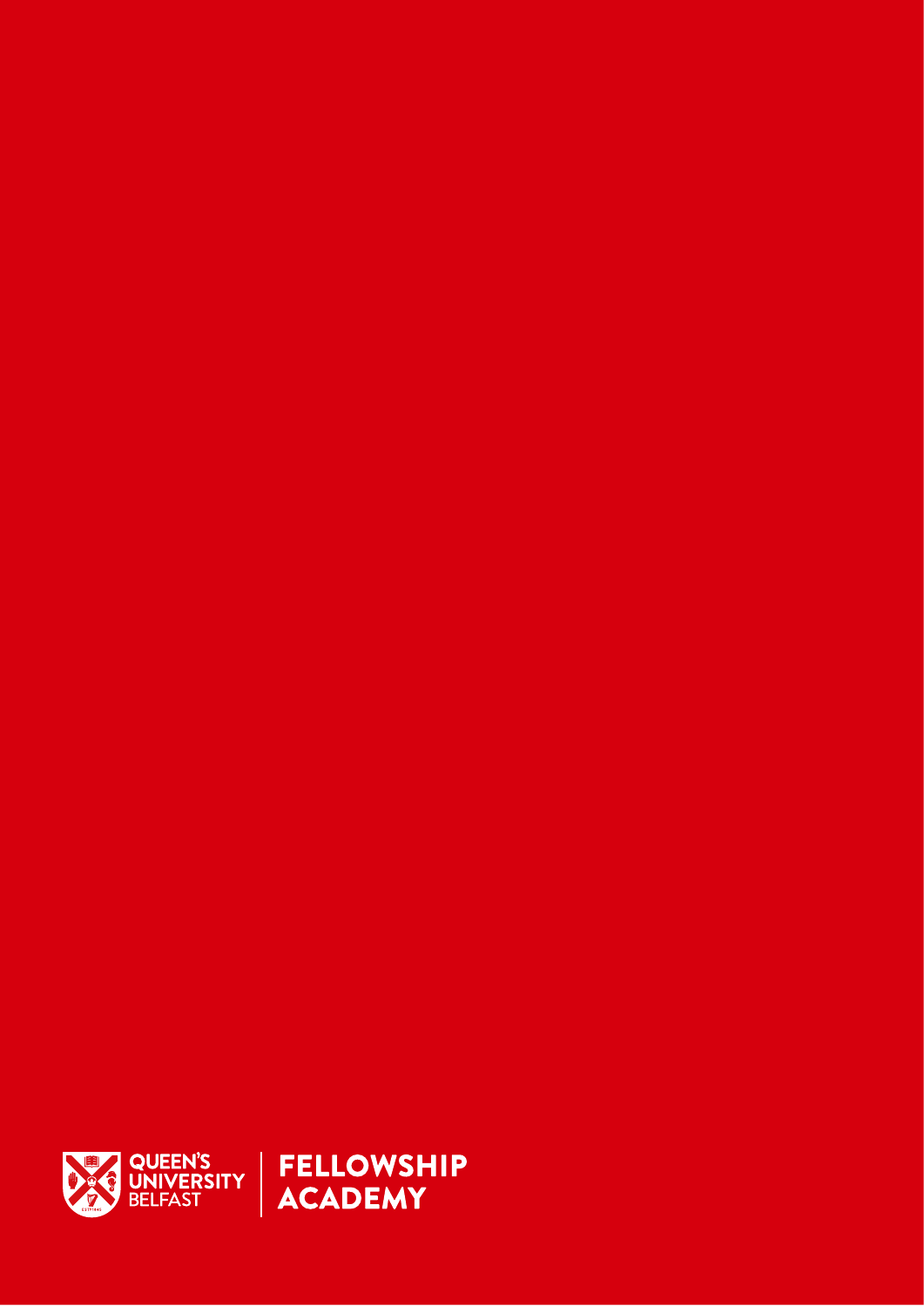QUEEN'S UNIVERSITY BELFAST

FELLOWSHIP ACADEMY